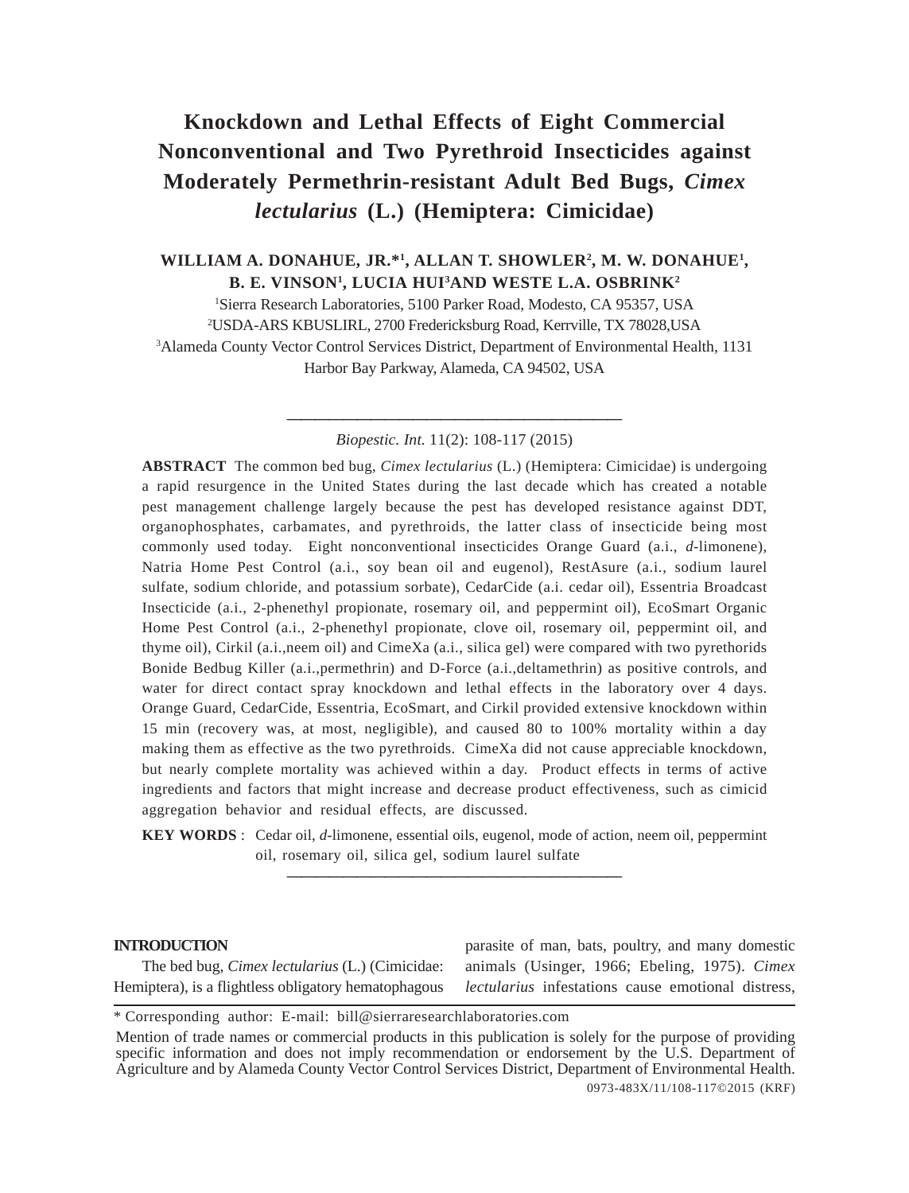# Knockdown and Lethal Effects of Eight Commercial Nonconventional and Two Pyrethroid Insecticides against Moderately Permethrin-resistant Adult Bed Bugs, *Cimex lectularius* (L.) (Hemiptera: Cimicidae)

**WILLIAM A. DONAHUE, JR.*[1], ALLAN T. SHOWLER[2], M. W. DONAHUE[1], B. E. VINSON[1], LUCIA HUI[3] AND WESTE L.A. OSBRINK[2]**

[1]Sierra Research Laboratories, 5100 Parker Road, Modesto, CA 95357, USA

[2]USDA-ARS KBUSLIRL, 2700 Fredericksburg Road, Kerrville, TX 78028,USA

[3]Alameda County Vector Control Services District, Department of Environmental Health, 1131 Harbor Bay Parkway, Alameda, CA 94502, USA

---

*Biopestic. Int.* 11(2): 108-117 (2015)

**ABSTRACT** The common bed bug, *Cimex lectularius* (L.) (Hemiptera: Cimicidae) is undergoing a rapid resurgence in the United States during the last decade which has created a notable pest management challenge largely because the pest has developed resistance against DDT, organophosphates, carbamates, and pyrethroids, the latter class of insecticide being most commonly used today. Eight nonconventional insecticides Orange Guard (a.i., *d*-limonene), Natria Home Pest Control (a.i., soy bean oil and eugenol), RestAsure (a.i., sodium laurel sulfate, sodium chloride, and potassium sorbate), CedarCide (a.i. cedar oil), Essentria Broadcast Insecticide (a.i., 2-phenethyl propionate, rosemary oil, and peppermint oil), EcoSmart Organic Home Pest Control (a.i., 2-phenethyl propionate, clove oil, rosemary oil, peppermint oil, and thyme oil), Cirkil (a.i.,neem oil) and CimeXa (a.i., silica gel) were compared with two pyrethorids Bonide Bedbug Killer (a.i.,permethrin) and D-Force (a.i.,deltamethrin) as positive controls, and water for direct contact spray knockdown and lethal effects in the laboratory over 4 days. Orange Guard, CedarCide, Essentria, EcoSmart, and Cirkil provided extensive knockdown within 15 min (recovery was, at most, negligible), and caused 80 to 100% mortality within a day making them as effective as the two pyrethroids. CimeXa did not cause appreciable knockdown, but nearly complete mortality was achieved within a day. Product effects in terms of active ingredients and factors that might increase and decrease product effectiveness, such as cimicid aggregation behavior and residual effects, are discussed.

**KEY WORDS** : Cedar oil, *d*-limonene, essential oils, eugenol, mode of action, neem oil, peppermint oil, rosemary oil, silica gel, sodium laurel sulfate

---

## INTRODUCTION

The bed bug, *Cimex lectularius* (L.) (Cimicidae: Hemiptera), is a flightless obligatory hematophagous parasite of man, bats, poultry, and many domestic animals (Usinger, 1966; Ebeling, 1975). *Cimex lectularius* infestations cause emotional distress,

---

* Corresponding author: E-mail: bill@sierraresearchlaboratories.com

Mention of trade names or commercial products in this publication is solely for the purpose of providing specific information and does not imply recommendation or endorsement by the U.S. Department of Agriculture and by Alameda County Vector Control Services District, Department of Environmental Health.

0973-483X/11/108-117©2015 (KRF)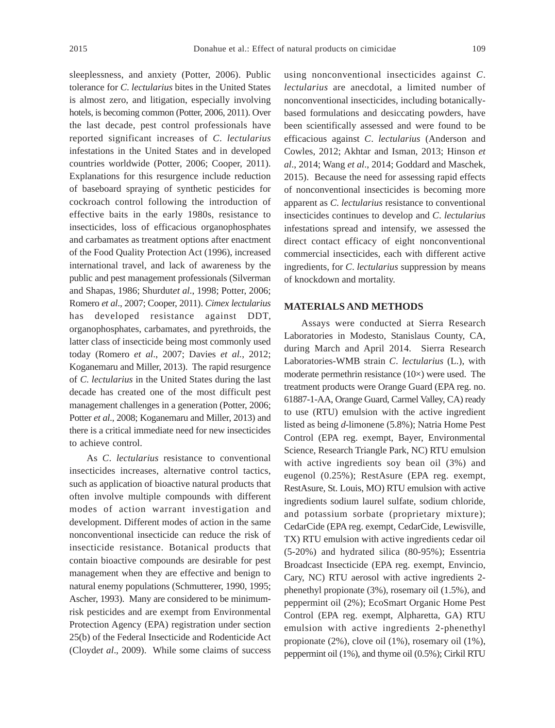sleeplessness, and anxiety (Potter, 2006). Public tolerance for *C. lectularius* bites in the United States is almost zero, and litigation, especially involving hotels, is becoming common (Potter, 2006, 2011). Over the last decade, pest control professionals have reported significant increases of *C. lectularius* infestations in the United States and in developed countries worldwide (Potter, 2006; Cooper, 2011). Explanations for this resurgence include reduction of baseboard spraying of synthetic pesticides for cockroach control following the introduction of effective baits in the early 1980s, resistance to insecticides, loss of efficacious organophosphates and carbamates as treatment options after enactment of the Food Quality Protection Act (1996), increased international travel, and lack of awareness by the public and pest management professionals (Silverman and Shapas, 1986; Shurdut*et al*., 1998; Potter, 2006; Romero *et al*., 2007; Cooper, 2011). *Cimex lectularius* has developed resistance against DDT, organophosphates, carbamates, and pyrethroids, the latter class of insecticide being most commonly used today (Romero *et al*., 2007; Davies *et al*., 2012; Koganemaru and Miller, 2013). The rapid resurgence of *C. lectularius* in the United States during the last decade has created one of the most difficult pest management challenges in a generation (Potter, 2006; Potter *et al*., 2008; Koganemaru and Miller, 2013) and there is a critical immediate need for new insecticides to achieve control.

As *C. lectularius* resistance to conventional insecticides increases, alternative control tactics, such as application of bioactive natural products that often involve multiple compounds with different modes of action warrant investigation and development. Different modes of action in the same nonconventional insecticide can reduce the risk of insecticide resistance. Botanical products that contain bioactive compounds are desirable for pest management when they are effective and benign to natural enemy populations (Schmutterer, 1990, 1995; Ascher, 1993). Many are considered to be minimum-risk pesticides and are exempt from Environmental Protection Agency (EPA) registration under section 25(b) of the Federal Insecticide and Rodenticide Act (Cloyd*et al*., 2009). While some claims of success using nonconventional insecticides against *C. lectularius* are anecdotal, a limited number of nonconventional insecticides, including botanically-based formulations and desiccating powders, have been scientifically assessed and were found to be efficacious against *C. lectularius* (Anderson and Cowles, 2012; Akhtar and Isman, 2013; Hinson *et al*., 2014; Wang *et al*., 2014; Goddard and Maschek, 2015). Because the need for assessing rapid effects of nonconventional insecticides is becoming more apparent as *C. lectularius* resistance to conventional insecticides continues to develop and *C. lectularius* infestations spread and intensify, we assessed the direct contact efficacy of eight nonconventional commercial insecticides, each with different active ingredients, for *C. lectularius* suppression by means of knockdown and mortality.

## MATERIALS AND METHODS

Assays were conducted at Sierra Research Laboratories in Modesto, Stanislaus County, CA, during March and April 2014. Sierra Research Laboratories-WMB strain *C. lectularius* (L.), with moderate permethrin resistance (10×) were used. The treatment products were Orange Guard (EPA reg. no. 61887-1-AA, Orange Guard, Carmel Valley, CA) ready to use (RTU) emulsion with the active ingredient listed as being *d*-limonene (5.8%); Natria Home Pest Control (EPA reg. exempt, Bayer, Environmental Science, Research Triangle Park, NC) RTU emulsion with active ingredients soy bean oil (3%) and eugenol (0.25%); RestAsure (EPA reg. exempt, RestAsure, St. Louis, MO) RTU emulsion with active ingredients sodium laurel sulfate, sodium chloride, and potassium sorbate (proprietary mixture); CedarCide (EPA reg. exempt, CedarCide, Lewisville, TX) RTU emulsion with active ingredients cedar oil (5-20%) and hydrated silica (80-95%); Essentria Broadcast Insecticide (EPA reg. exempt, Envincio, Cary, NC) RTU aerosol with active ingredients 2-phenethyl propionate (3%), rosemary oil (1.5%), and peppermint oil (2%); EcoSmart Organic Home Pest Control (EPA reg. exempt, Alpharetta, GA) RTU emulsion with active ingredients 2-phenethyl propionate (2%), clove oil (1%), rosemary oil (1%), peppermint oil (1%), and thyme oil (0.5%); Cirkil RTU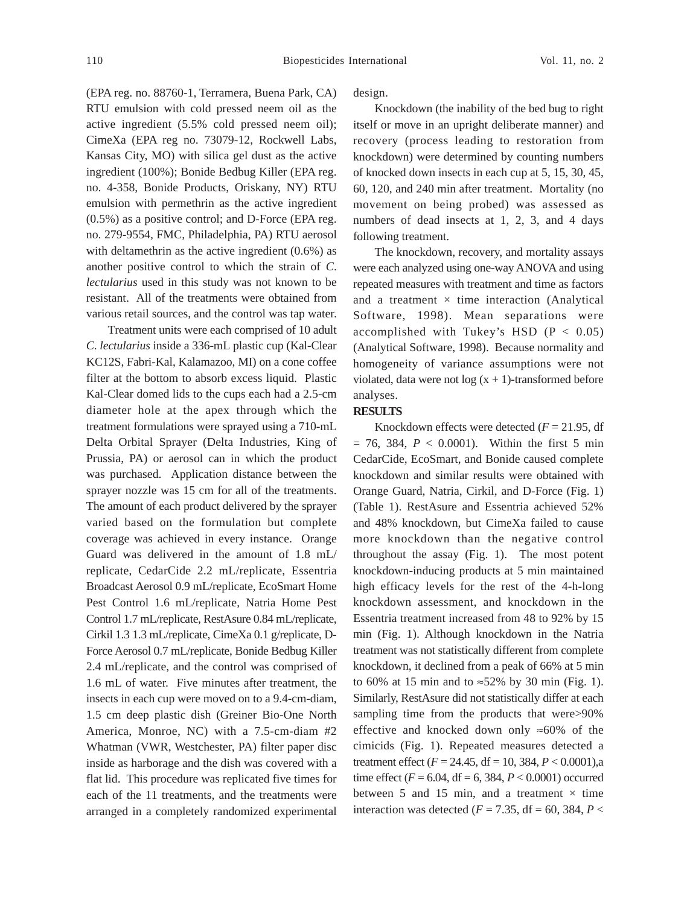(EPA reg. no. 88760-1, Terramera, Buena Park, CA) RTU emulsion with cold pressed neem oil as the active ingredient (5.5% cold pressed neem oil); CimeXa (EPA reg no. 73079-12, Rockwell Labs, Kansas City, MO) with silica gel dust as the active ingredient (100%); Bonide Bedbug Killer (EPA reg. no. 4-358, Bonide Products, Oriskany, NY) RTU emulsion with permethrin as the active ingredient (0.5%) as a positive control; and D-Force (EPA reg. no. 279-9554, FMC, Philadelphia, PA) RTU aerosol with deltamethrin as the active ingredient (0.6%) as another positive control to which the strain of *C. lectularius* used in this study was not known to be resistant. All of the treatments were obtained from various retail sources, and the control was tap water.

Treatment units were each comprised of 10 adult *C. lectularius* inside a 336-mL plastic cup (Kal-Clear KC12S, Fabri-Kal, Kalamazoo, MI) on a cone coffee filter at the bottom to absorb excess liquid. Plastic Kal-Clear domed lids to the cups each had a 2.5-cm diameter hole at the apex through which the treatment formulations were sprayed using a 710-mL Delta Orbital Sprayer (Delta Industries, King of Prussia, PA) or aerosol can in which the product was purchased. Application distance between the sprayer nozzle was 15 cm for all of the treatments. The amount of each product delivered by the sprayer varied based on the formulation but complete coverage was achieved in every instance. Orange Guard was delivered in the amount of 1.8 mL/replicate, CedarCide 2.2 mL/replicate, Essentria Broadcast Aerosol 0.9 mL/replicate, EcoSmart Home Pest Control 1.6 mL/replicate, Natria Home Pest Control 1.7 mL/replicate, RestAsure 0.84 mL/replicate, Cirkil 1.3 1.3 mL/replicate, CimeXa 0.1 g/replicate, D-Force Aerosol 0.7 mL/replicate, Bonide Bedbug Killer 2.4 mL/replicate, and the control was comprised of 1.6 mL of water. Five minutes after treatment, the insects in each cup were moved on to a 9.4-cm-diam, 1.5 cm deep plastic dish (Greiner Bio-One North America, Monroe, NC) with a 7.5-cm-diam #2 Whatman (VWR, Westchester, PA) filter paper disc inside as harborage and the dish was covered with a flat lid. This procedure was replicated five times for each of the 11 treatments, and the treatments were arranged in a completely randomized experimental design.

Knockdown (the inability of the bed bug to right itself or move in an upright deliberate manner) and recovery (process leading to restoration from knockdown) were determined by counting numbers of knocked down insects in each cup at 5, 15, 30, 45, 60, 120, and 240 min after treatment. Mortality (no movement on being probed) was assessed as numbers of dead insects at 1, 2, 3, and 4 days following treatment.

The knockdown, recovery, and mortality assays were each analyzed using one-way ANOVA and using repeated measures with treatment and time as factors and a treatment × time interaction (Analytical Software, 1998). Mean separations were accomplished with Tukey's HSD ($P < 0.05$) (Analytical Software, 1998). Because normality and homogeneity of variance assumptions were not violated, data were not log $(x + 1)$-transformed before analyses.

## RESULTS

Knockdown effects were detected ($F = 21.95$, df $= 76, 384$, $P < 0.0001$). Within the first 5 min CedarCide, EcoSmart, and Bonide caused complete knockdown and similar results were obtained with Orange Guard, Natria, Cirkil, and D-Force (Fig. 1) (Table 1). RestAsure and Essentria achieved 52% and 48% knockdown, but CimeXa failed to cause more knockdown than the negative control throughout the assay (Fig. 1). The most potent knockdown-inducing products at 5 min maintained high efficacy levels for the rest of the 4-h-long knockdown assessment, and knockdown in the Essentria treatment increased from 48 to 92% by 15 min (Fig. 1). Although knockdown in the Natria treatment was not statistically different from complete knockdown, it declined from a peak of 66% at 5 min to 60% at 15 min and to ≈52% by 30 min (Fig. 1). Similarly, RestAsure did not statistically differ at each sampling time from the products that were>90% effective and knocked down only ≈60% of the cimicids (Fig. 1). Repeated measures detected a treatment effect ($F = 24.45$, df $= 10, 384$, $P < 0.0001$),a time effect ($F = 6.04$, df $= 6, 384$, $P < 0.0001$) occurred between 5 and 15 min, and a treatment × time interaction was detected ($F = 7.35$, df $= 60, 384$, $P <$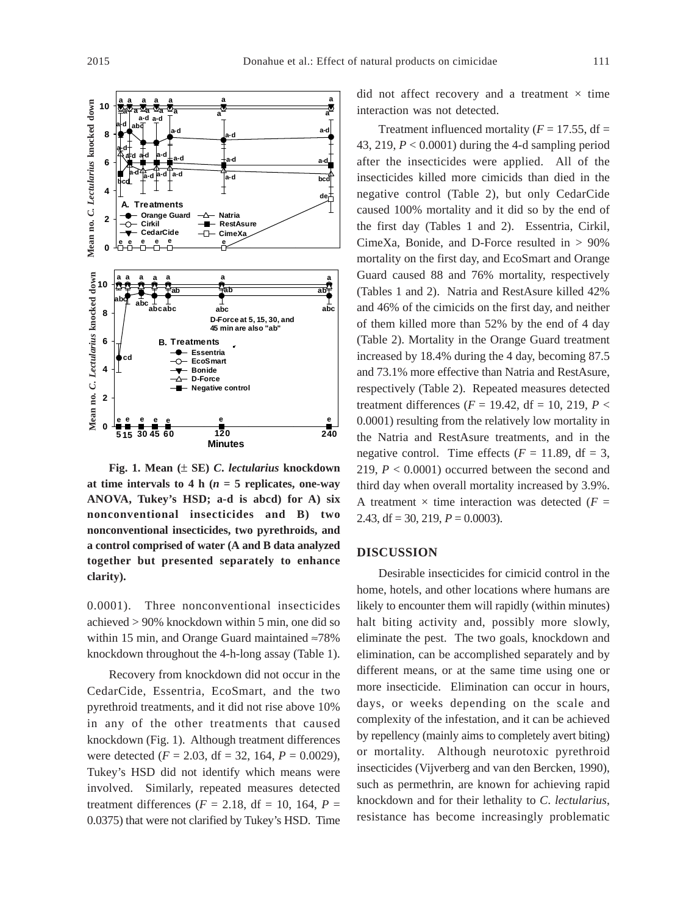**Fig. 1. Mean (± SE) *C. lectularius* knockdown at time intervals to 4 h ($n = 5$ replicates, one-way ANOVA, Tukey's HSD; a-d is abcd) for A) six nonconventional insecticides and B) two nonconventional insecticides, two pyrethroids, and a control comprised of water (A and B data analyzed together but presented separately to enhance clarity).**

0.0001). Three nonconventional insecticides achieved > 90% knockdown within 5 min, one did so within 15 min, and Orange Guard maintained ≈78% knockdown throughout the 4-h-long assay (Table 1).

Recovery from knockdown did not occur in the CedarCide, Essentria, EcoSmart, and the two pyrethroid treatments, and it did not rise above 10% in any of the other treatments that caused knockdown (Fig. 1). Although treatment differences were detected ($F = 2.03$, df = 32, 164, $P = 0.0029$), Tukey's HSD did not identify which means were involved. Similarly, repeated measures detected treatment differences ($F = 2.18$, df = 10, 164, $P = 0.0375$) that were not clarified by Tukey's HSD. Time did not affect recovery and a treatment × time interaction was not detected.

Treatment influenced mortality ($F = 17.55$, df = 43, 219, $P < 0.0001$) during the 4-d sampling period after the insecticides were applied. All of the insecticides killed more cimicids than died in the negative control (Table 2), but only CedarCide caused 100% mortality and it did so by the end of the first day (Tables 1 and 2). Essentria, Cirkil, CimeXa, Bonide, and D-Force resulted in > 90% mortality on the first day, and EcoSmart and Orange Guard caused 88 and 76% mortality, respectively (Tables 1 and 2). Natria and RestAsure killed 42% and 46% of the cimicids on the first day, and neither of them killed more than 52% by the end of 4 day (Table 2). Mortality in the Orange Guard treatment increased by 18.4% during the 4 day, becoming 87.5 and 73.1% more effective than Natria and RestAsure, respectively (Table 2). Repeated measures detected treatment differences ($F = 19.42$, df = 10, 219, $P < 0.0001$) resulting from the relatively low mortality in the Natria and RestAsure treatments, and in the negative control. Time effects ($F = 11.89$, df = 3, 219, $P < 0.0001$) occurred between the second and third day when overall mortality increased by 3.9%. A treatment × time interaction was detected ($F = 2.43$, df = 30, 219, $P = 0.0003$).

## DISCUSSION

Desirable insecticides for cimicid control in the home, hotels, and other locations where humans are likely to encounter them will rapidly (within minutes) halt biting activity and, possibly more slowly, eliminate the pest. The two goals, knockdown and elimination, can be accomplished separately and by different means, or at the same time using one or more insecticide. Elimination can occur in hours, days, or weeks depending on the scale and complexity of the infestation, and it can be achieved by repellency (mainly aims to completely avert biting) or mortality. Although neurotoxic pyrethroid insecticides (Vijverberg and van den Bercken, 1990), such as permethrin, are known for achieving rapid knockdown and for their lethality to *C. lectularius*, resistance has become increasingly problematic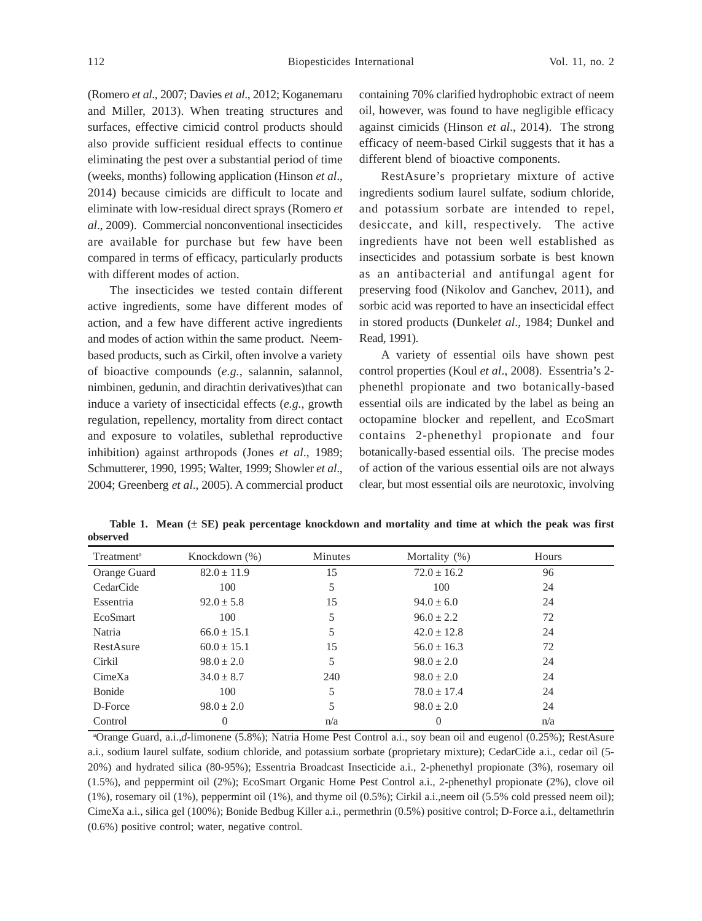(Romero *et al*., 2007; Davies *et al*., 2012; Koganemaru and Miller, 2013). When treating structures and surfaces, effective cimicid control products should also provide sufficient residual effects to continue eliminating the pest over a substantial period of time (weeks, months) following application (Hinson *et al*., 2014) because cimicids are difficult to locate and eliminate with low-residual direct sprays (Romero *et al*., 2009). Commercial nonconventional insecticides are available for purchase but few have been compared in terms of efficacy, particularly products with different modes of action.

The insecticides we tested contain different active ingredients, some have different modes of action, and a few have different active ingredients and modes of action within the same product. Neem-based products, such as Cirkil, often involve a variety of bioactive compounds (*e.g.*, salannin, salannol, nimbinen, gedunin, and dirachtin derivatives)that can induce a variety of insecticidal effects (*e.g.*, growth regulation, repellency, mortality from direct contact and exposure to volatiles, sublethal reproductive inhibition) against arthropods (Jones *et al*., 1989; Schmutterer, 1990, 1995; Walter, 1999; Showler *et al*., 2004; Greenberg *et al*., 2005). A commercial product containing 70% clarified hydrophobic extract of neem oil, however, was found to have negligible efficacy against cimicids (Hinson *et al*., 2014). The strong efficacy of neem-based Cirkil suggests that it has a different blend of bioactive components.

RestAsure's proprietary mixture of active ingredients sodium laurel sulfate, sodium chloride, and potassium sorbate are intended to repel, desiccate, and kill, respectively. The active ingredients have not been well established as insecticides and potassium sorbate is best known as an antibacterial and antifungal agent for preserving food (Nikolov and Ganchev, 2011), and sorbic acid was reported to have an insecticidal effect in stored products (Dunkel*et al*., 1984; Dunkel and Read, 1991).

A variety of essential oils have shown pest control properties (Koul *et al*., 2008). Essentria's 2-phenethl propionate and two botanically-based essential oils are indicated by the label as being an octopamine blocker and repellent, and EcoSmart contains 2-phenethyl propionate and four botanically-based essential oils. The precise modes of action of the various essential oils are not always clear, but most essential oils are neurotoxic, involving

**Table 1. Mean (± SE) peak percentage knockdown and mortality and time at which the peak was first observed**

| Treatment[a] | Knockdown (%) | Minutes | Mortality (%) | Hours |
|---|---|---|---|---|
| Orange Guard | 82.0 ± 11.9 | 15 | 72.0 ± 16.2 | 96 |
| CedarCide | 100 | 5 | 100 | 24 |
| Essentria | 92.0 ± 5.8 | 15 | 94.0 ± 6.0 | 24 |
| EcoSmart | 100 | 5 | 96.0 ± 2.2 | 72 |
| Natria | 66.0 ± 15.1 | 5 | 42.0 ± 12.8 | 24 |
| RestAsure | 60.0 ± 15.1 | 15 | 56.0 ± 16.3 | 72 |
| Cirkil | 98.0 ± 2.0 | 5 | 98.0 ± 2.0 | 24 |
| CimeXa | 34.0 ± 8.7 | 240 | 98.0 ± 2.0 | 24 |
| Bonide | 100 | 5 | 78.0 ± 17.4 | 24 |
| D-Force | 98.0 ± 2.0 | 5 | 98.0 ± 2.0 | 24 |
| Control | 0 | n/a | 0 | n/a |

[a]Orange Guard, a.i.,*d*-limonene (5.8%); Natria Home Pest Control a.i., soy bean oil and eugenol (0.25%); RestAsure a.i., sodium laurel sulfate, sodium chloride, and potassium sorbate (proprietary mixture); CedarCide a.i., cedar oil (5-20%) and hydrated silica (80-95%); Essentria Broadcast Insecticide a.i., 2-phenethyl propionate (3%), rosemary oil (1.5%), and peppermint oil (2%); EcoSmart Organic Home Pest Control a.i., 2-phenethyl propionate (2%), clove oil (1%), rosemary oil (1%), peppermint oil (1%), and thyme oil (0.5%); Cirkil a.i.,neem oil (5.5% cold pressed neem oil); CimeXa a.i., silica gel (100%); Bonide Bedbug Killer a.i., permethrin (0.5%) positive control; D-Force a.i., deltamethrin (0.6%) positive control; water, negative control.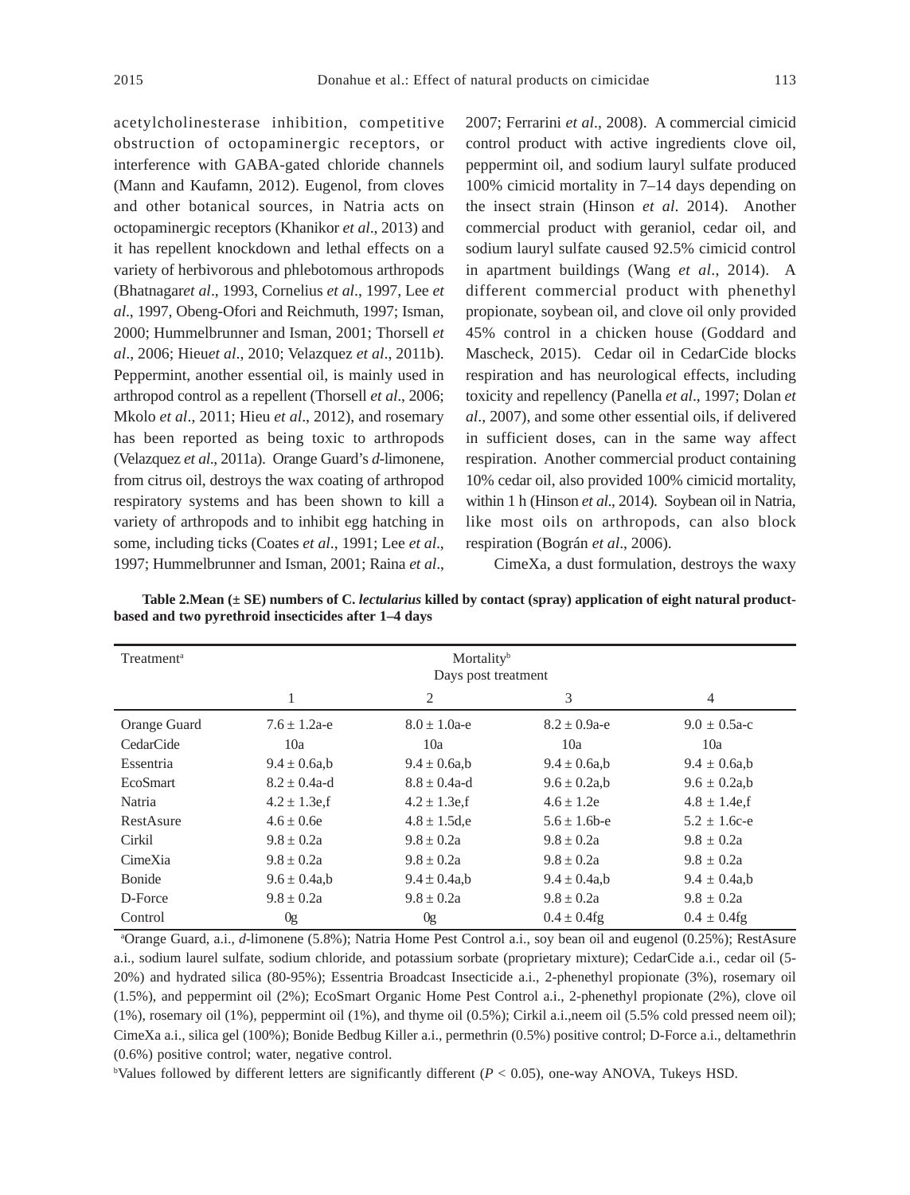acetylcholinesterase inhibition, competitive obstruction of octopaminergic receptors, or interference with GABA-gated chloride channels (Mann and Kaufamn, 2012). Eugenol, from cloves and other botanical sources, in Natria acts on octopaminergic receptors (Khanikor *et al*., 2013) and it has repellent knockdown and lethal effects on a variety of herbivorous and phlebotomous arthropods (Bhatnagar*et al*., 1993, Cornelius *et al*., 1997, Lee *et al*., 1997, Obeng-Ofori and Reichmuth, 1997; Isman, 2000; Hummelbrunner and Isman, 2001; Thorsell *et al*., 2006; Hieu*et al*., 2010; Velazquez *et al*., 2011b). Peppermint, another essential oil, is mainly used in arthropod control as a repellent (Thorsell *et al*., 2006; Mkolo *et al*., 2011; Hieu *et al*., 2012), and rosemary has been reported as being toxic to arthropods (Velazquez *et al*., 2011a). Orange Guard's *d*-limonene, from citrus oil, destroys the wax coating of arthropod respiratory systems and has been shown to kill a variety of arthropods and to inhibit egg hatching in some, including ticks (Coates *et al*., 1991; Lee *et al*., 1997; Hummelbrunner and Isman, 2001; Raina *et al*., 2007; Ferrarini *et al*., 2008). A commercial cimicid control product with active ingredients clove oil, peppermint oil, and sodium lauryl sulfate produced 100% cimicid mortality in 7–14 days depending on the insect strain (Hinson *et al*. 2014). Another commercial product with geraniol, cedar oil, and sodium lauryl sulfate caused 92.5% cimicid control in apartment buildings (Wang *et al*., 2014). A different commercial product with phenethyl propionate, soybean oil, and clove oil only provided 45% control in a chicken house (Goddard and Mascheck, 2015). Cedar oil in CedarCide blocks respiration and has neurological effects, including toxicity and repellency (Panella *et al*., 1997; Dolan *et al*., 2007), and some other essential oils, if delivered in sufficient doses, can in the same way affect respiration. Another commercial product containing 10% cedar oil, also provided 100% cimicid mortality, within 1 h (Hinson *et al*., 2014). Soybean oil in Natria, like most oils on arthropods, can also block respiration (Bográn *et al*., 2006).

CimeXa, a dust formulation, destroys the waxy

**Table 2.Mean (± SE) numbers of C. *lectularius* killed by contact (spray) application of eight natural product-based and two pyrethroid insecticides after 1–4 days**

| Treatment[a] | Mortality[b] Days post treatment | | | |
|---|---|---|---|---|
| | 1 | 2 | 3 | 4 |
| Orange Guard | 7.6 ± 1.2a-e | 8.0 ± 1.0a-e | 8.2 ± 0.9a-e | 9.0 ± 0.5a-c |
| CedarCide | 10a | 10a | 10a | 10a |
| Essentria | 9.4 ± 0.6a,b | 9.4 ± 0.6a,b | 9.4 ± 0.6a,b | 9.4 ± 0.6a,b |
| EcoSmart | 8.2 ± 0.4a-d | 8.8 ± 0.4a-d | 9.6 ± 0.2a,b | 9.6 ± 0.2a,b |
| Natria | 4.2 ± 1.3e,f | 4.2 ± 1.3e,f | 4.6 ± 1.2e | 4.8 ± 1.4e,f |
| RestAsure | 4.6 ± 0.6e | 4.8 ± 1.5d,e | 5.6 ± 1.6b-e | 5.2 ± 1.6c-e |
| Cirkil | 9.8 ± 0.2a | 9.8 ± 0.2a | 9.8 ± 0.2a | 9.8 ± 0.2a |
| CimeXia | 9.8 ± 0.2a | 9.8 ± 0.2a | 9.8 ± 0.2a | 9.8 ± 0.2a |
| Bonide | 9.6 ± 0.4a,b | 9.4 ± 0.4a,b | 9.4 ± 0.4a,b | 9.4 ± 0.4a,b |
| D-Force | 9.8 ± 0.2a | 9.8 ± 0.2a | 9.8 ± 0.2a | 9.8 ± 0.2a |
| Control | 0g | 0g | 0.4 ± 0.4fg | 0.4 ± 0.4fg |

[a]Orange Guard, a.i., *d*-limonene (5.8%); Natria Home Pest Control a.i., soy bean oil and eugenol (0.25%); RestAsure a.i., sodium laurel sulfate, sodium chloride, and potassium sorbate (proprietary mixture); CedarCide a.i., cedar oil (5-20%) and hydrated silica (80-95%); Essentria Broadcast Insecticide a.i., 2-phenethyl propionate (3%), rosemary oil (1.5%), and peppermint oil (2%); EcoSmart Organic Home Pest Control a.i., 2-phenethyl propionate (2%), clove oil (1%), rosemary oil (1%), peppermint oil (1%), and thyme oil (0.5%); Cirkil a.i.,neem oil (5.5% cold pressed neem oil); CimeXa a.i., silica gel (100%); Bonide Bedbug Killer a.i., permethrin (0.5%) positive control; D-Force a.i., deltamethrin (0.6%) positive control; water, negative control.

[b]Values followed by different letters are significantly different ($P < 0.05$), one-way ANOVA, Tukeys HSD.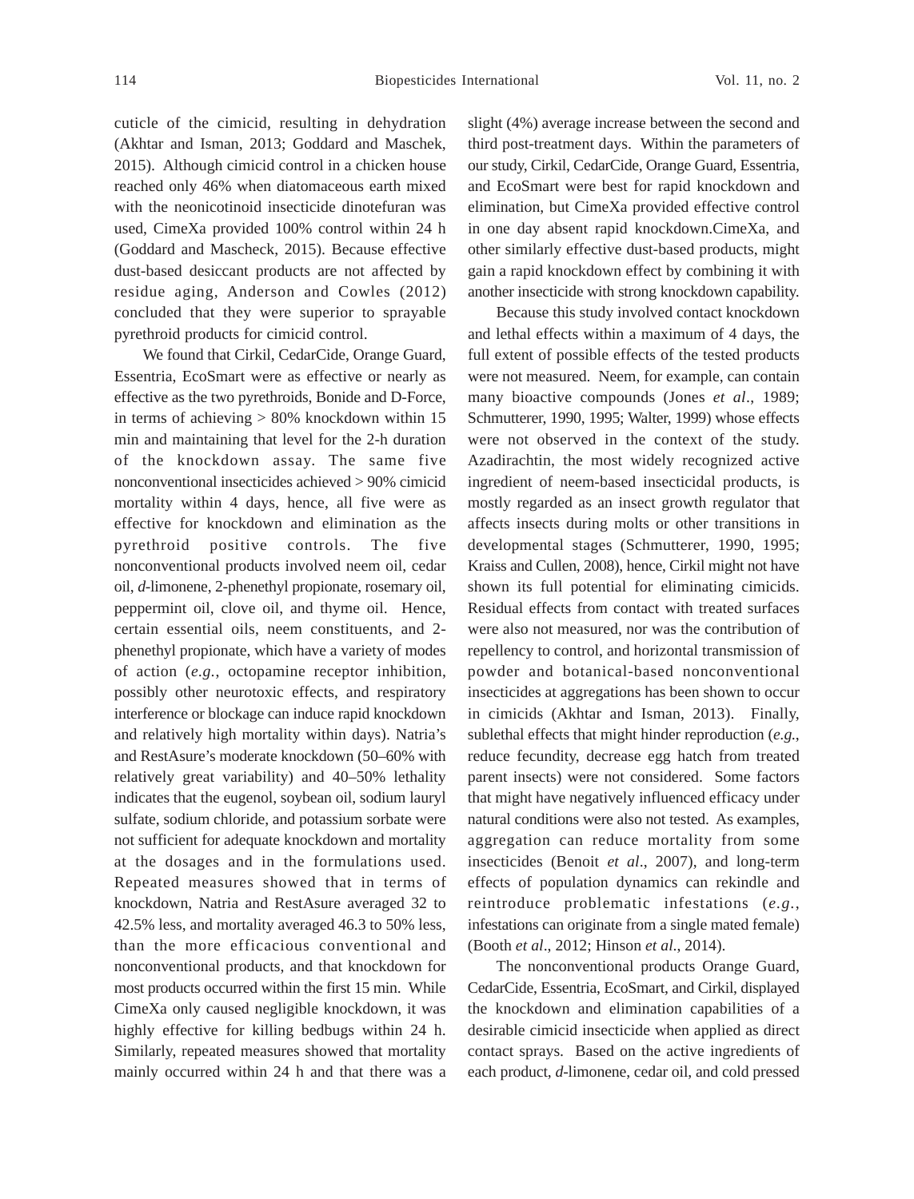cuticle of the cimicid, resulting in dehydration (Akhtar and Isman, 2013; Goddard and Maschek, 2015). Although cimicid control in a chicken house reached only 46% when diatomaceous earth mixed with the neonicotinoid insecticide dinotefuran was used, CimeXa provided 100% control within 24 h (Goddard and Mascheck, 2015). Because effective dust-based desiccant products are not affected by residue aging, Anderson and Cowles (2012) concluded that they were superior to sprayable pyrethroid products for cimicid control.

We found that Cirkil, CedarCide, Orange Guard, Essentria, EcoSmart were as effective or nearly as effective as the two pyrethroids, Bonide and D-Force, in terms of achieving > 80% knockdown within 15 min and maintaining that level for the 2-h duration of the knockdown assay. The same five nonconventional insecticides achieved > 90% cimicid mortality within 4 days, hence, all five were as effective for knockdown and elimination as the pyrethroid positive controls. The five nonconventional products involved neem oil, cedar oil, *d*-limonene, 2-phenethyl propionate, rosemary oil, peppermint oil, clove oil, and thyme oil. Hence, certain essential oils, neem constituents, and 2-phenethyl propionate, which have a variety of modes of action (*e.g.*, octopamine receptor inhibition, possibly other neurotoxic effects, and respiratory interference or blockage can induce rapid knockdown and relatively high mortality within days). Natria's and RestAsure's moderate knockdown (50–60% with relatively great variability) and 40–50% lethality indicates that the eugenol, soybean oil, sodium lauryl sulfate, sodium chloride, and potassium sorbate were not sufficient for adequate knockdown and mortality at the dosages and in the formulations used. Repeated measures showed that in terms of knockdown, Natria and RestAsure averaged 32 to 42.5% less, and mortality averaged 46.3 to 50% less, than the more efficacious conventional and nonconventional products, and that knockdown for most products occurred within the first 15 min. While CimeXa only caused negligible knockdown, it was highly effective for killing bedbugs within 24 h. Similarly, repeated measures showed that mortality mainly occurred within 24 h and that there was a slight (4%) average increase between the second and third post-treatment days. Within the parameters of our study, Cirkil, CedarCide, Orange Guard, Essentria, and EcoSmart were best for rapid knockdown and elimination, but CimeXa provided effective control in one day absent rapid knockdown.CimeXa, and other similarly effective dust-based products, might gain a rapid knockdown effect by combining it with another insecticide with strong knockdown capability.

Because this study involved contact knockdown and lethal effects within a maximum of 4 days, the full extent of possible effects of the tested products were not measured. Neem, for example, can contain many bioactive compounds (Jones *et al*., 1989; Schmutterer, 1990, 1995; Walter, 1999) whose effects were not observed in the context of the study. Azadirachtin, the most widely recognized active ingredient of neem-based insecticidal products, is mostly regarded as an insect growth regulator that affects insects during molts or other transitions in developmental stages (Schmutterer, 1990, 1995; Kraiss and Cullen, 2008), hence, Cirkil might not have shown its full potential for eliminating cimicids. Residual effects from contact with treated surfaces were also not measured, nor was the contribution of repellency to control, and horizontal transmission of powder and botanical-based nonconventional insecticides at aggregations has been shown to occur in cimicids (Akhtar and Isman, 2013). Finally, sublethal effects that might hinder reproduction (*e.g.*, reduce fecundity, decrease egg hatch from treated parent insects) were not considered. Some factors that might have negatively influenced efficacy under natural conditions were also not tested. As examples, aggregation can reduce mortality from some insecticides (Benoit *et al*., 2007), and long-term effects of population dynamics can rekindle and reintroduce problematic infestations (*e.g.*, infestations can originate from a single mated female) (Booth *et al*., 2012; Hinson *et al*., 2014).

The nonconventional products Orange Guard, CedarCide, Essentria, EcoSmart, and Cirkil, displayed the knockdown and elimination capabilities of a desirable cimicid insecticide when applied as direct contact sprays. Based on the active ingredients of each product, *d*-limonene, cedar oil, and cold pressed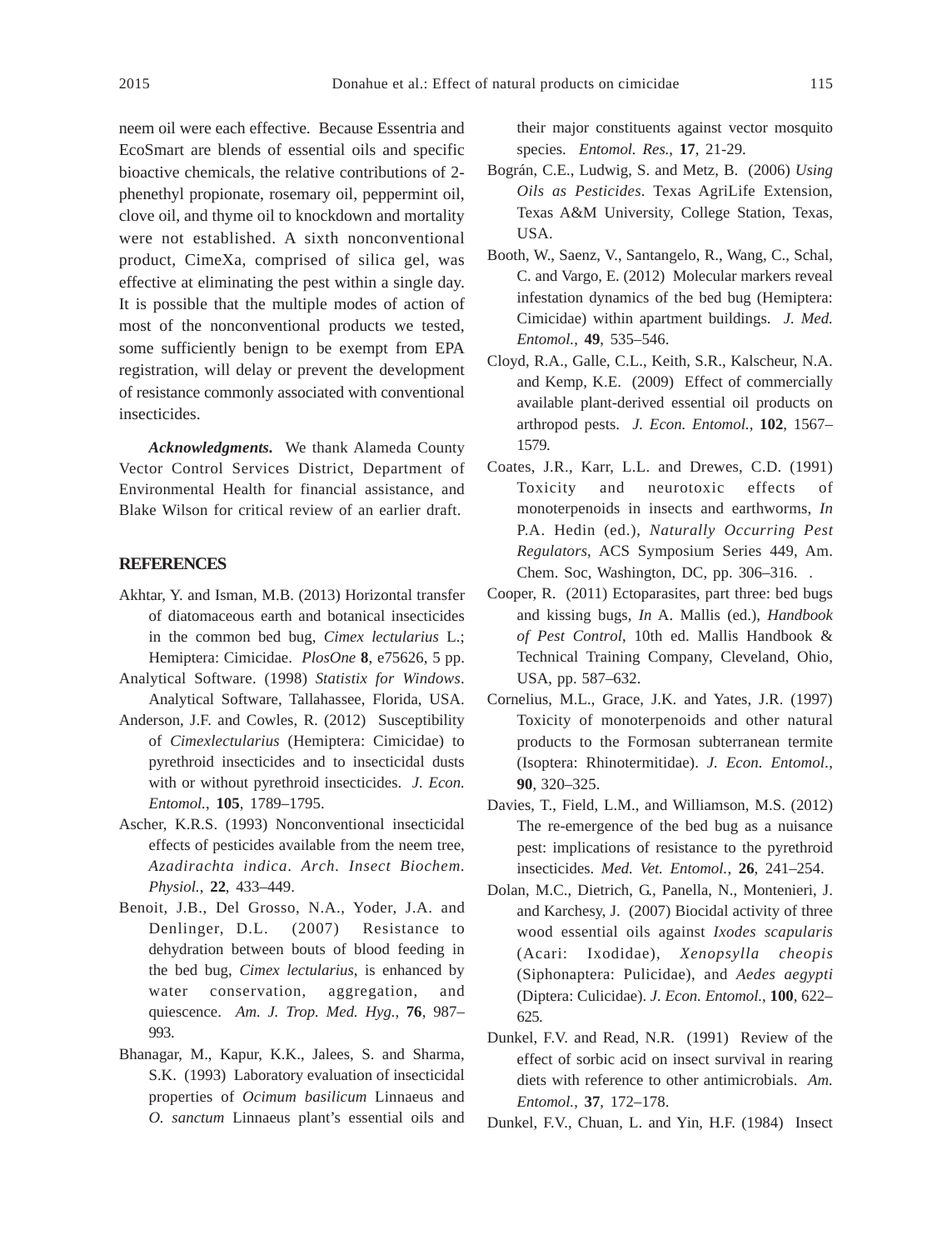neem oil were each effective. Because Essentria and EcoSmart are blends of essential oils and specific bioactive chemicals, the relative contributions of 2-phenethyl propionate, rosemary oil, peppermint oil, clove oil, and thyme oil to knockdown and mortality were not established. A sixth nonconventional product, CimeXa, comprised of silica gel, was effective at eliminating the pest within a single day. It is possible that the multiple modes of action of most of the nonconventional products we tested, some sufficiently benign to be exempt from EPA registration, will delay or prevent the development of resistance commonly associated with conventional insecticides.

***Acknowledgments.*** We thank Alameda County Vector Control Services District, Department of Environmental Health for financial assistance, and Blake Wilson for critical review of an earlier draft.

## REFERENCES

Akhtar, Y. and Isman, M.B. (2013) Horizontal transfer of diatomaceous earth and botanical insecticides in the common bed bug, *Cimex lectularius* L.; Hemiptera: Cimicidae. *PlosOne* **8**, e75626, 5 pp.

Analytical Software. (1998) *Statistix for Windows*. Analytical Software, Tallahassee, Florida, USA.

Anderson, J.F. and Cowles, R. (2012) Susceptibility of *Cimexlectularius* (Hemiptera: Cimicidae) to pyrethroid insecticides and to insecticidal dusts with or without pyrethroid insecticides. *J. Econ. Entomol.*, **105**, 1789–1795.

Ascher, K.R.S. (1993) Nonconventional insecticidal effects of pesticides available from the neem tree, *Azadirachta indica*. *Arch. Insect Biochem. Physiol.*, **22**, 433–449.

Benoit, J.B., Del Grosso, N.A., Yoder, J.A. and Denlinger, D.L. (2007) Resistance to dehydration between bouts of blood feeding in the bed bug, *Cimex lectularius*, is enhanced by water conservation, aggregation, and quiescence. *Am. J. Trop. Med. Hyg.*, **76**, 987–993.

Bhanagar, M., Kapur, K.K., Jalees, S. and Sharma, S.K. (1993) Laboratory evaluation of insecticidal properties of *Ocimum basilicum* Linnaeus and *O. sanctum* Linnaeus plant's essential oils and their major constituents against vector mosquito species. *Entomol. Res.*, **17**, 21-29.

Bográn, C.E., Ludwig, S. and Metz, B. (2006) *Using Oils as Pesticides*. Texas AgriLife Extension, Texas A&M University, College Station, Texas, USA.

Booth, W., Saenz, V., Santangelo, R., Wang, C., Schal, C. and Vargo, E. (2012) Molecular markers reveal infestation dynamics of the bed bug (Hemiptera: Cimicidae) within apartment buildings. *J. Med. Entomol.*, **49**, 535–546.

Cloyd, R.A., Galle, C.L., Keith, S.R., Kalscheur, N.A. and Kemp, K.E. (2009) Effect of commercially available plant-derived essential oil products on arthropod pests. *J. Econ. Entomol.*, **102**, 1567–1579.

Coates, J.R., Karr, L.L. and Drewes, C.D. (1991) Toxicity and neurotoxic effects of monoterpenoids in insects and earthworms, *In* P.A. Hedin (ed.), *Naturally Occurring Pest Regulators*, ACS Symposium Series 449, Am. Chem. Soc, Washington, DC, pp. 306–316. .

Cooper, R. (2011) Ectoparasites, part three: bed bugs and kissing bugs, *In* A. Mallis (ed.), *Handbook of Pest Control*, 10th ed. Mallis Handbook & Technical Training Company, Cleveland, Ohio, USA, pp. 587–632.

Cornelius, M.L., Grace, J.K. and Yates, J.R. (1997) Toxicity of monoterpenoids and other natural products to the Formosan subterranean termite (Isoptera: Rhinotermitidae). *J. Econ. Entomol.*, **90**, 320–325.

Davies, T., Field, L.M., and Williamson, M.S. (2012) The re-emergence of the bed bug as a nuisance pest: implications of resistance to the pyrethroid insecticides. *Med. Vet. Entomol.*, **26**, 241–254.

Dolan, M.C., Dietrich, G., Panella, N., Montenieri, J. and Karchesy, J. (2007) Biocidal activity of three wood essential oils against *Ixodes scapularis* (Acari: Ixodidae), *Xenopsylla cheopis* (Siphonaptera: Pulicidae), and *Aedes aegypti* (Diptera: Culicidae). *J. Econ. Entomol.*, **100**, 622–625.

Dunkel, F.V. and Read, N.R. (1991) Review of the effect of sorbic acid on insect survival in rearing diets with reference to other antimicrobials. *Am. Entomol.*, **37**, 172–178.

Dunkel, F.V., Chuan, L. and Yin, H.F. (1984) Insect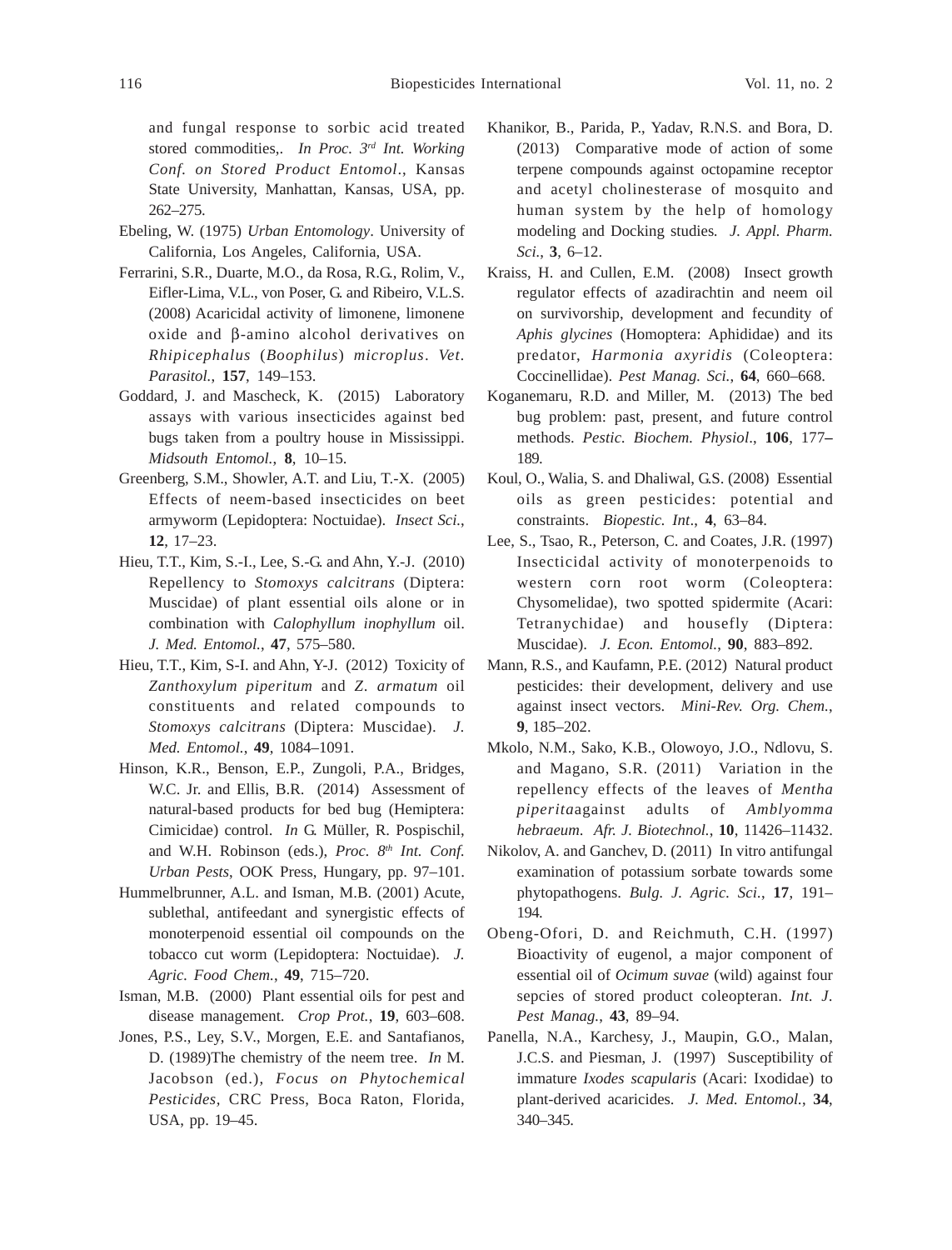and fungal response to sorbic acid treated stored commodities,. *In Proc. 3rd Int. Working Conf. on Stored Product Entomol.*, Kansas State University, Manhattan, Kansas, USA, pp. 262–275.

Ebeling, W. (1975) *Urban Entomology*. University of California, Los Angeles, California, USA.

Ferrarini, S.R., Duarte, M.O., da Rosa, R.G., Rolim, V., Eifler-Lima, V.L., von Poser, G. and Ribeiro, V.L.S. (2008) Acaricidal activity of limonene, limonene oxide and β-amino alcohol derivatives on *Rhipicephalus* (*Boophilus*) *microplus*. *Vet. Parasitol.*, **157**, 149–153.

Goddard, J. and Mascheck, K. (2015) Laboratory assays with various insecticides against bed bugs taken from a poultry house in Mississippi. *Midsouth Entomol.*, **8**, 10–15.

Greenberg, S.M., Showler, A.T. and Liu, T.-X. (2005) Effects of neem-based insecticides on beet armyworm (Lepidoptera: Noctuidae). *Insect Sci.*, **12**, 17–23.

Hieu, T.T., Kim, S.-I., Lee, S.-G. and Ahn, Y.-J. (2010) Repellency to *Stomoxys calcitrans* (Diptera: Muscidae) of plant essential oils alone or in combination with *Calophyllum inophyllum* oil. *J. Med. Entomol.*, **47**, 575–580.

Hieu, T.T., Kim, S-I. and Ahn, Y-J. (2012) Toxicity of *Zanthoxylum piperitum* and *Z. armatum* oil constituents and related compounds to *Stomoxys calcitrans* (Diptera: Muscidae). *J. Med. Entomol.*, **49**, 1084–1091.

Hinson, K.R., Benson, E.P., Zungoli, P.A., Bridges, W.C. Jr. and Ellis, B.R. (2014) Assessment of natural-based products for bed bug (Hemiptera: Cimicidae) control. *In* G. Müller, R. Pospischil, and W.H. Robinson (eds.), *Proc. 8th Int. Conf. Urban Pests*, OOK Press, Hungary, pp. 97–101.

Hummelbrunner, A.L. and Isman, M.B. (2001) Acute, sublethal, antifeedant and synergistic effects of monoterpenoid essential oil compounds on the tobacco cut worm (Lepidoptera: Noctuidae). *J. Agric. Food Chem.*, **49**, 715–720.

Isman, M.B. (2000) Plant essential oils for pest and disease management. *Crop Prot.*, **19**, 603–608.

Jones, P.S., Ley, S.V., Morgen, E.E. and Santafianos, D. (1989)The chemistry of the neem tree. *In* M. Jacobson (ed.), *Focus on Phytochemical Pesticides*, CRC Press, Boca Raton, Florida, USA, pp. 19–45.

Khanikor, B., Parida, P., Yadav, R.N.S. and Bora, D. (2013) Comparative mode of action of some terpene compounds against octopamine receptor and acetyl cholinesterase of mosquito and human system by the help of homology modeling and Docking studies. *J. Appl. Pharm. Sci.*, **3**, 6–12.

Kraiss, H. and Cullen, E.M. (2008) Insect growth regulator effects of azadirachtin and neem oil on survivorship, development and fecundity of *Aphis glycines* (Homoptera: Aphididae) and its predator, *Harmonia axyridis* (Coleoptera: Coccinellidae). *Pest Manag. Sci.*, **64**, 660–668.

Koganemaru, R.D. and Miller, M. (2013) The bed bug problem: past, present, and future control methods. *Pestic. Biochem. Physiol*., **106**, 177–189.

Koul, O., Walia, S. and Dhaliwal, G.S. (2008) Essential oils as green pesticides: potential and constraints. *Biopestic. Int*., **4**, 63–84.

Lee, S., Tsao, R., Peterson, C. and Coates, J.R. (1997) Insecticidal activity of monoterpenoids to western corn root worm (Coleoptera: Chysomelidae), two spotted spidermite (Acari: Tetranychidae) and housefly (Diptera: Muscidae). *J. Econ. Entomol.*, **90**, 883–892.

Mann, R.S., and Kaufamn, P.E. (2012) Natural product pesticides: their development, delivery and use against insect vectors. *Mini-Rev. Org. Chem.*, **9**, 185–202.

Mkolo, N.M., Sako, K.B., Olowoyo, J.O., Ndlovu, S. and Magano, S.R. (2011) Variation in the repellency effects of the leaves of *Mentha piperita*against adults of *Amblyomma hebraeum*. *Afr. J. Biotechnol.*, **10**, 11426–11432.

Nikolov, A. and Ganchev, D. (2011) In vitro antifungal examination of potassium sorbate towards some phytopathogens. *Bulg. J. Agric. Sci.*, **17**, 191–194.

Obeng-Ofori, D. and Reichmuth, C.H. (1997) Bioactivity of eugenol, a major component of essential oil of *Ocimum suvae* (wild) against four sepcies of stored product coleopteran. *Int. J. Pest Manag.*, **43**, 89–94.

Panella, N.A., Karchesy, J., Maupin, G.O., Malan, J.C.S. and Piesman, J. (1997) Susceptibility of immature *Ixodes scapularis* (Acari: Ixodidae) to plant-derived acaricides. *J. Med. Entomol.*, **34**, 340–345.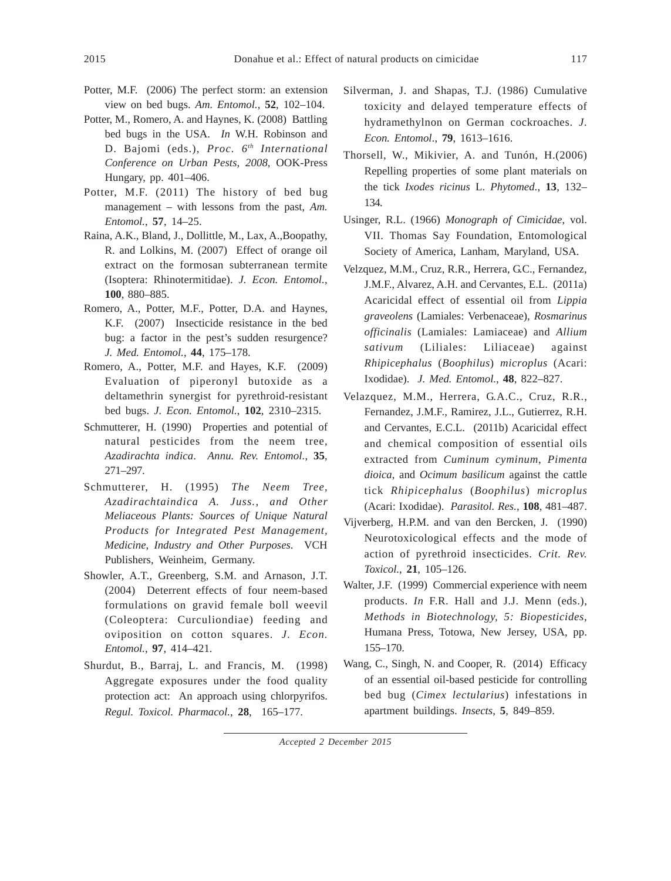Potter, M.F. (2006) The perfect storm: an extension view on bed bugs. *Am. Entomol.*, **52**, 102–104.

Potter, M., Romero, A. and Haynes, K. (2008) Battling bed bugs in the USA. *In* W.H. Robinson and D. Bajomi (eds.), *Proc. 6th International Conference on Urban Pests, 2008*, OOK-Press Hungary, pp. 401–406.

Potter, M.F. (2011) The history of bed bug management – with lessons from the past, *Am. Entomol.*, **57**, 14–25.

Raina, A.K., Bland, J., Dollittle, M., Lax, A.,Boopathy, R. and Lolkins, M. (2007) Effect of orange oil extract on the formosan subterranean termite (Isoptera: Rhinotermitidae). *J. Econ. Entomol.*, **100**, 880–885.

Romero, A., Potter, M.F., Potter, D.A. and Haynes, K.F. (2007) Insecticide resistance in the bed bug: a factor in the pest's sudden resurgence? *J. Med. Entomol.*, **44**, 175–178.

Romero, A., Potter, M.F. and Hayes, K.F. (2009) Evaluation of piperonyl butoxide as a deltamethrin synergist for pyrethroid-resistant bed bugs. *J. Econ. Entomol.*, **102**, 2310–2315.

Schmutterer, H. (1990) Properties and potential of natural pesticides from the neem tree, *Azadirachta indica*. *Annu. Rev. Entomol.*, **35**, 271–297.

Schmutterer, H. (1995) *The Neem Tree, Azadirachtaindica A. Juss., and Other Meliaceous Plants: Sources of Unique Natural Products for Integrated Pest Management, Medicine, Industry and Other Purposes.* VCH Publishers, Weinheim, Germany.

Showler, A.T., Greenberg, S.M. and Arnason, J.T. (2004) Deterrent effects of four neem-based formulations on gravid female boll weevil (Coleoptera: Curculiondiae) feeding and oviposition on cotton squares. *J. Econ. Entomol.*, **97**, 414–421.

Shurdut, B., Barraj, L. and Francis, M. (1998) Aggregate exposures under the food quality protection act: An approach using chlorpyrifos. *Regul. Toxicol. Pharmacol.*, **28**, 165–177.

Silverman, J. and Shapas, T.J. (1986) Cumulative toxicity and delayed temperature effects of hydramethylnon on German cockroaches. *J. Econ. Entomol.*, **79**, 1613–1616.

Thorsell, W., Mikivier, A. and Tunón, H.(2006) Repelling properties of some plant materials on the tick *Ixodes ricinus* L. *Phytomed.*, **13**, 132–134.

Usinger, R.L. (1966) *Monograph of Cimicidae*, vol. VII. Thomas Say Foundation, Entomological Society of America, Lanham, Maryland, USA.

Velzquez, M.M., Cruz, R.R., Herrera, G.C., Fernandez, J.M.F., Alvarez, A.H. and Cervantes, E.L. (2011a) Acaricidal effect of essential oil from *Lippia graveolens* (Lamiales: Verbenaceae), *Rosmarinus officinalis* (Lamiales: Lamiaceae) and *Allium sativum* (Liliales: Liliaceae) against *Rhipicephalus* (*Boophilus*) *microplus* (Acari: Ixodidae). *J. Med. Entomol.*, **48**, 822–827.

Velazquez, M.M., Herrera, G.A.C., Cruz, R.R., Fernandez, J.M.F., Ramirez, J.L., Gutierrez, R.H. and Cervantes, E.C.L. (2011b) Acaricidal effect and chemical composition of essential oils extracted from *Cuminum cyminum*, *Pimenta dioica*, and *Ocimum basilicum* against the cattle tick *Rhipicephalus* (*Boophilus*) *microplus* (Acari: Ixodidae). *Parasitol. Res.*, **108**, 481–487.

Vijverberg, H.P.M. and van den Bercken, J. (1990) Neurotoxicological effects and the mode of action of pyrethroid insecticides. *Crit. Rev. Toxicol.*, **21**, 105–126.

Walter, J.F. (1999) Commercial experience with neem products. *In* F.R. Hall and J.J. Menn (eds.), *Methods in Biotechnology, 5: Biopesticides*, Humana Press, Totowa, New Jersey, USA, pp. 155–170.

Wang, C., Singh, N. and Cooper, R. (2014) Efficacy of an essential oil-based pesticide for controlling bed bug (*Cimex lectularius*) infestations in apartment buildings. *Insects*, **5**, 849–859.

*Accepted 2 December 2015*